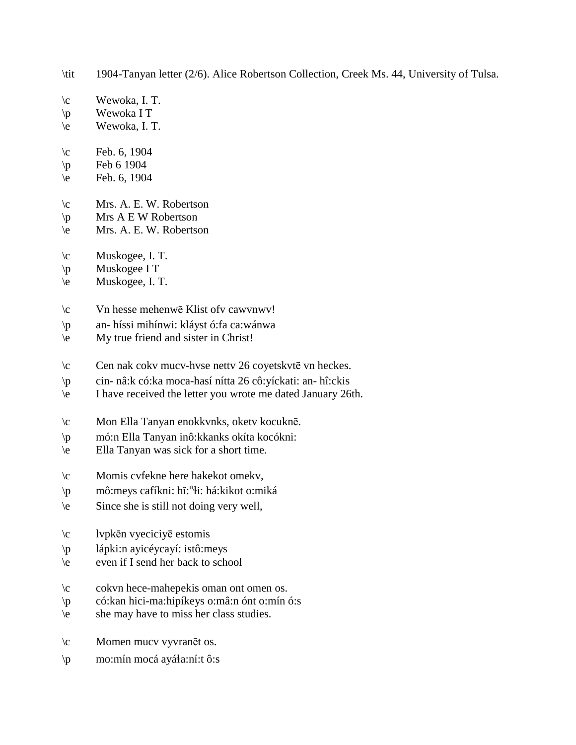\tit 1904-Tanyan letter (2/6). Alice Robertson Collection, Creek Ms. 44, University of Tulsa.

\c Wewoka, I. T.
\p Wewoka I T
\e Wewoka, I. T.

\c Feb. 6, 1904
\p Feb 6 1904
\e Feb. 6, 1904

\c Mrs. A. E. W. Robertson
\p Mrs A E W Robertson
\e Mrs. A. E. W. Robertson

\c Muskogee, I. T.
\p Muskogee I T
\e Muskogee, I. T.

\c Vn hesse mehenwē Klist ofv cawvnwv!
\p an- híssi mihínwi: kláyst ó:fa ca:wánwa
\e My true friend and sister in Christ!

\c Cen nak cokv mucv-hvse nettv 26 coyetskvtē vn heckes.
\p cin- nâ:k có:ka moca-hasí nítta 26 cô:yíckati: an- hî:ckis
\e I have received the letter you wrote me dated January 26th.

\c Mon Ella Tanyan enokkvnks, oketv kocuknē.
\p mó:n Ella Tanyan inô:kkanks okíta kocókni:
\e Ella Tanyan was sick for a short time.

\c Momis cvfekne here hakekot omekv,
\p mô:meys cafíkni: hĭ:$^{n}$ɬi: há:kikot o:miká
\e Since she is still not doing very well,

\c lvpkēn vyeciciyē estomis
\p lápki:n ayicéycayí: istô:meys
\e even if I send her back to school

\c cokvn hece-mahepekis oman ont omen os.
\p có:kan hici-ma:hipíkeys o:mâ:n ónt o:mín ó:s
\e she may have to miss her class studies.

\c Momen mucv vyvranēt os.
\p mo:mín mocá ayáɬa:ní:t ô:s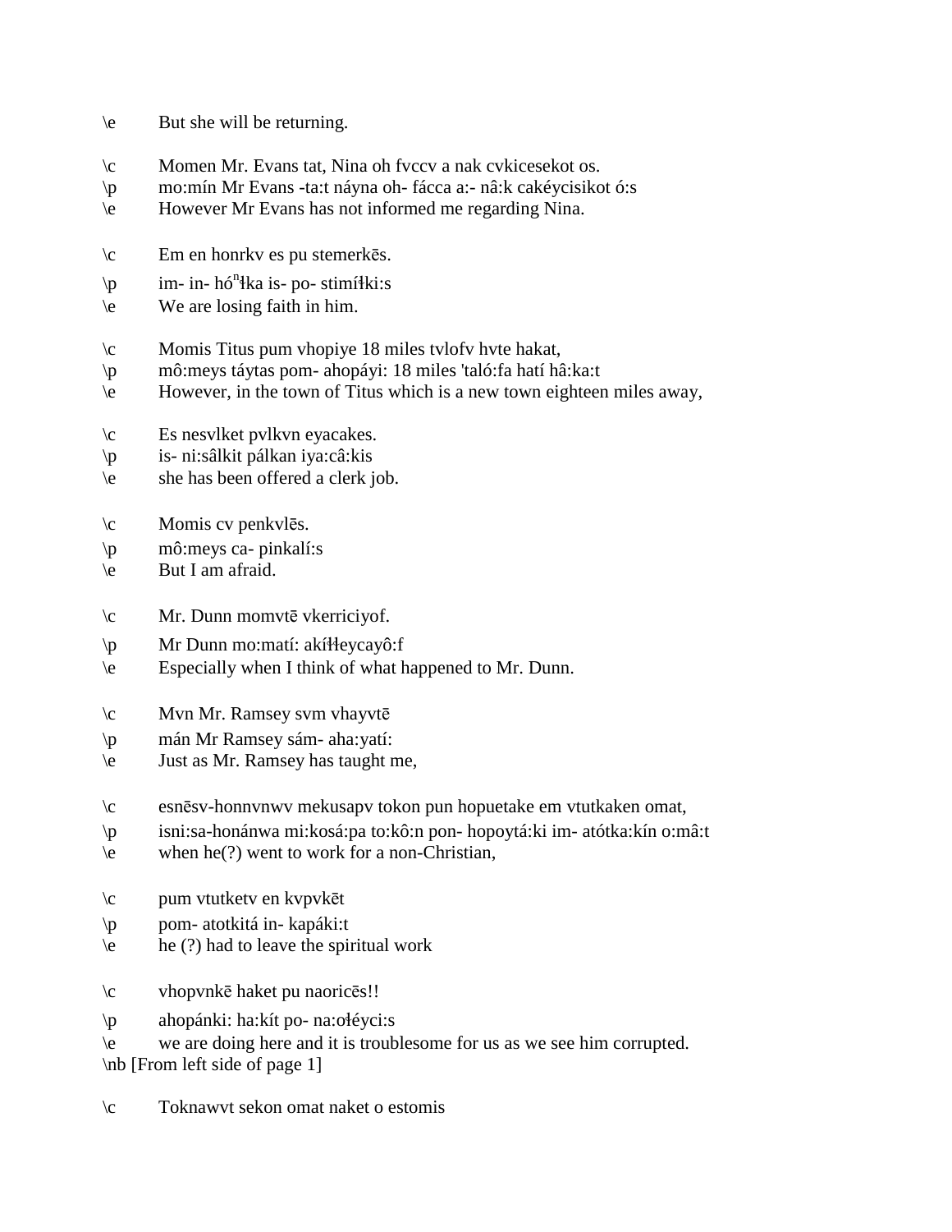\e	But she will be returning.

\c	Momen Mr. Evans tat, Nina oh fvccv a nak cvkicesekot os.
\p	mo:mín Mr Evans -ta:t náyna oh- fácca a:- nâ:k cakéycisikot ó:s
\e	However Mr Evans has not informed me regarding Nina.

\c	Em en honrkv es pu stemerkēs.
\p	im- in- hó$^{n}$łka is- po- stimíłki:s
\e	We are losing faith in him.

\c	Momis Titus pum vhopiye 18 miles tvlofv hvte hakat,
\p	mô:meys táytas pom- ahopáyi: 18 miles 'taló:fa hatí hâ:ka:t
\e	However, in the town of Titus which is a new town eighteen miles away,

\c	Es nesvlket pvlkvn eyacakes.
\p	is- ni:sâlkit pálkan iya:câ:kis
\e	she has been offered a clerk job.

\c	Momis cv penkvlēs.
\p	mô:meys ca- pinkalí:s
\e	But I am afraid.

\c	Mr. Dunn momvtē vkerriciyof.
\p	Mr Dunn mo:matí: akíłłeycayô:f
\e	Especially when I think of what happened to Mr. Dunn.

\c	Mvn Mr. Ramsey svm vhayvtē
\p	mán Mr Ramsey sám- aha:yatí:
\e	Just as Mr. Ramsey has taught me,

\c	esnēsv-honnvnwv mekusapv tokon pun hopuetake em vtutkaken omat,
\p	isni:sa-honánwa mi:kosá:pa to:kô:n pon- hopoytá:ki im- atótka:kín o:mâ:t
\e	when he(?) went to work for a non-Christian,

\c	pum vtutketv en kvpvkēt
\p	pom- atotkitá in- kapáki:t
\e	he (?) had to leave the spiritual work

\c	vhopvnkē haket pu naoricēs!!
\p	ahopánki: ha:kít po- na:ołéyci:s
\e	we are doing here and it is troublesome for us as we see him corrupted.
\nb [From left side of page 1]

\c	Toknawvt sekon omat naket o estomis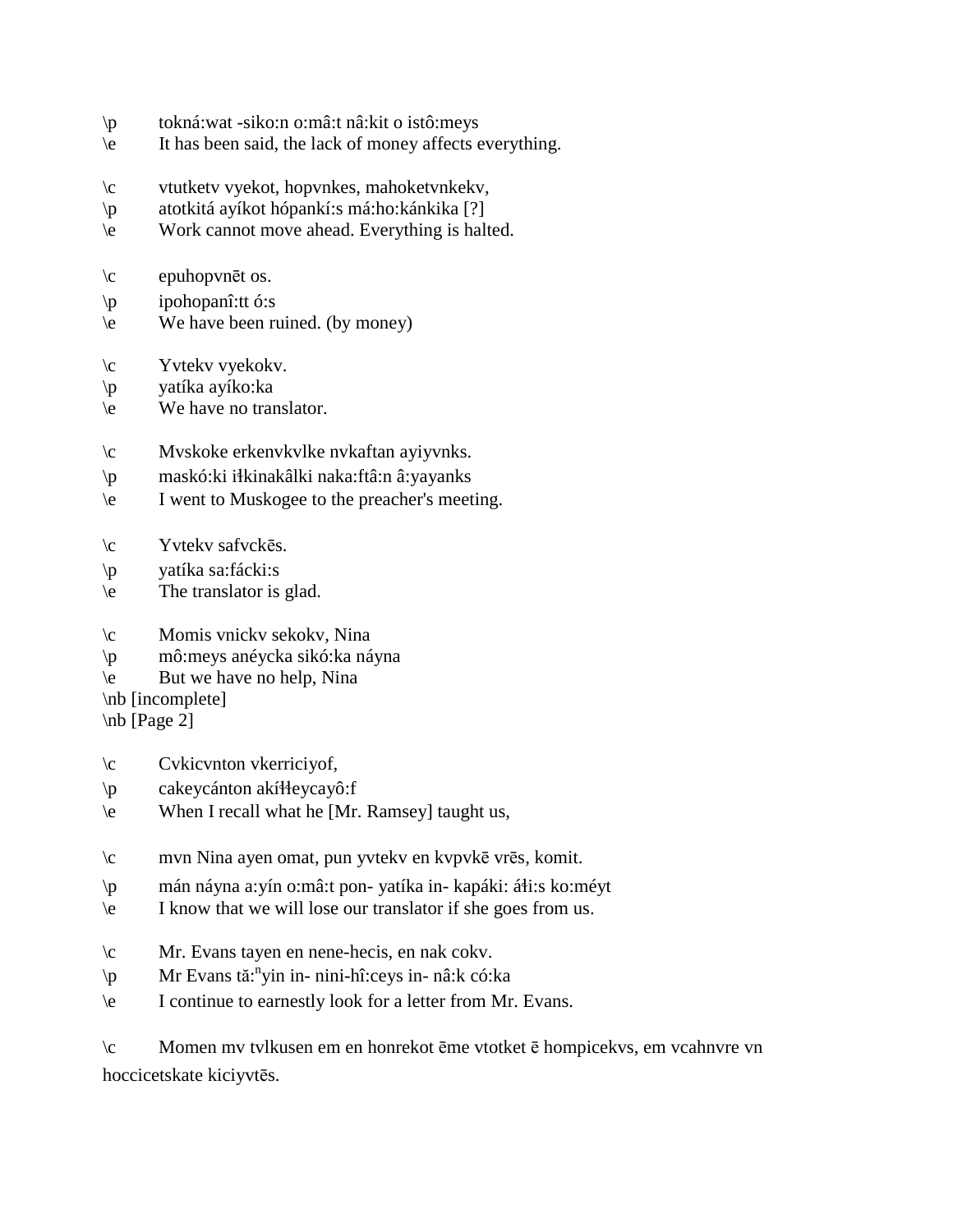\p tokná:wat -siko:n o:mâ:t nâ:kit o istô:meys
\e It has been said, the lack of money affects everything.

\c vtutketv vyekot, hopvnkes, mahoketvnkekv,
\p atotkitá ayíkot hópankí:s má:ho:kánkika [?]
\e Work cannot move ahead. Everything is halted.

\c epuhopvnēt os.
\p ipohopanî:tt ó:s
\e We have been ruined. (by money)

\c Yvtekv vyekokv.
\p yatíka ayíko:ka
\e We have no translator.

\c Mvskoke erkenvkvlke nvkaftan ayiyvnks.
\p maskó:ki iłkinakâlki naka:ftâ:n â:yayanks
\e I went to Muskogee to the preacher's meeting.

\c Yvtekv safvckēs.
\p yatíka sa:fácki:s
\e The translator is glad.

\c Momis vnickv sekokv, Nina
\p mô:meys anéycka sikó:ka náyna
\e But we have no help, Nina
\nb [incomplete]
\nb [Page 2]

\c Cvkicvnton vkerriciyof,
\p cakeycánton akíłłeycayô:f
\e When I recall what he [Mr. Ramsey] taught us,

\c mvn Nina ayen omat, pun yvtekv en kvpvkē vrēs, komit.
\p mán náyna a:yín o:mâ:t pon- yatíka in- kapáki: áłi:s ko:méyt
\e I know that we will lose our translator if she goes from us.

\c Mr. Evans tayen en nene-hecis, en nak cokv.
\p Mr Evans tă:$^{n}$yin in- nini-hî:ceys in- nâ:k có:ka
\e I continue to earnestly look for a letter from Mr. Evans.

\c Momen mv tvlkusen em en honrekot ēme vtotket ē hompicekvs, em vcahnvre vn hoccicetskate kiciyvtēs.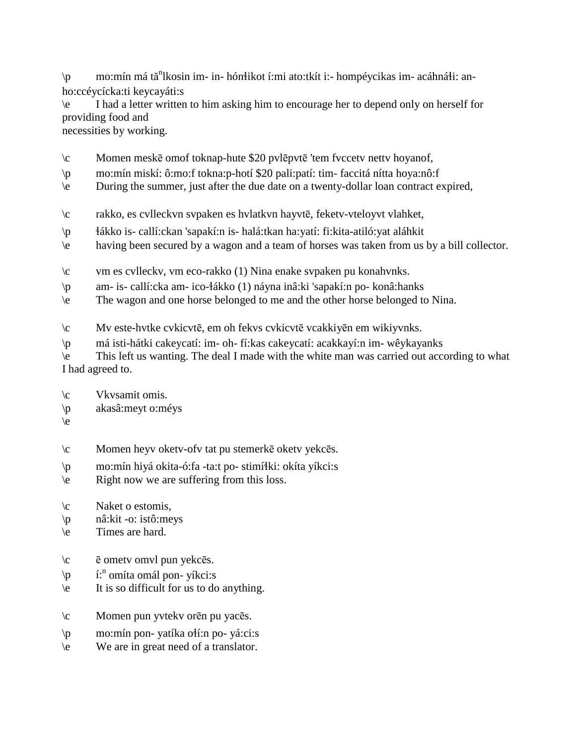\p	mo:mín má tă$^{n}$lkosin im- in- hónłikot í:mi ato:tkít i:- hompéycikas im- acáhnáłi: an-ho:ccéycícka:ti keycayáti:s

\e	I had a letter written to him asking him to encourage her to depend only on herself for providing food and
necessities by working.

\c	Momen meskē omof toknap-hute $20 pvlēpvtē 'tem fvccetv nettv hoyanof,

\p	mo:mín miskí: ô:mo:f tokna:p-hotí $20 pali:patí: tim- faccitá nítta hoya:nô:f

\e	During the summer, just after the due date on a twenty-dollar loan contract expired,

\c	rakko, es cvlleckvn svpaken es hvlatkvn hayvtē, feketv-vteloyvt vlahket,

\p	łákko is- callí:ckan 'sapakí:n is- halá:tkan ha:yatí: fi:kita-atiló:yat aláhkit

\e	having been secured by a wagon and a team of horses was taken from us by a bill collector.

\c	vm es cvlleckv, vm eco-rakko (1) Nina enake svpaken pu konahvnks.

\p	am- is- callí:cka am- ico-łákko (1) náyna inâ:ki 'sapakí:n po- konâ:hanks

\e	The wagon and one horse belonged to me and the other horse belonged to Nina.

\c	Mv este-hvtke cvkicvtē, em oh fekvs cvkicvtē vcakkiyēn em wikiyvnks.

\p	má isti-hátki cakeycatí: im- oh- fí:kas cakeycatí: acakkayí:n im- wêykayanks

\e	This left us wanting. The deal I made with the white man was carried out according to what I had agreed to.

\c	Vkvsamit omis.

\p	akasâ:meyt o:méys

\e

\c	Momen heyv oketv-ofv tat pu stemerkē oketv yekcēs.

\p	mo:mín hiyá okita-ó:fa -ta:t po- stimíłki: okíta yíkci:s

\e	Right now we are suffering from this loss.

\c	Naket o estomis,

\p	nâ:kit -o: istô:meys

\e	Times are hard.

\c	ē ometv omvl pun yekcēs.

\p	í:$^{n}$ omíta omál pon- yíkci:s

\e	It is so difficult for us to do anything.

\c	Momen pun yvtekv orēn pu yacēs.

\p	mo:mín pon- yatíka ołí:n po- yá:ci:s

\e	We are in great need of a translator.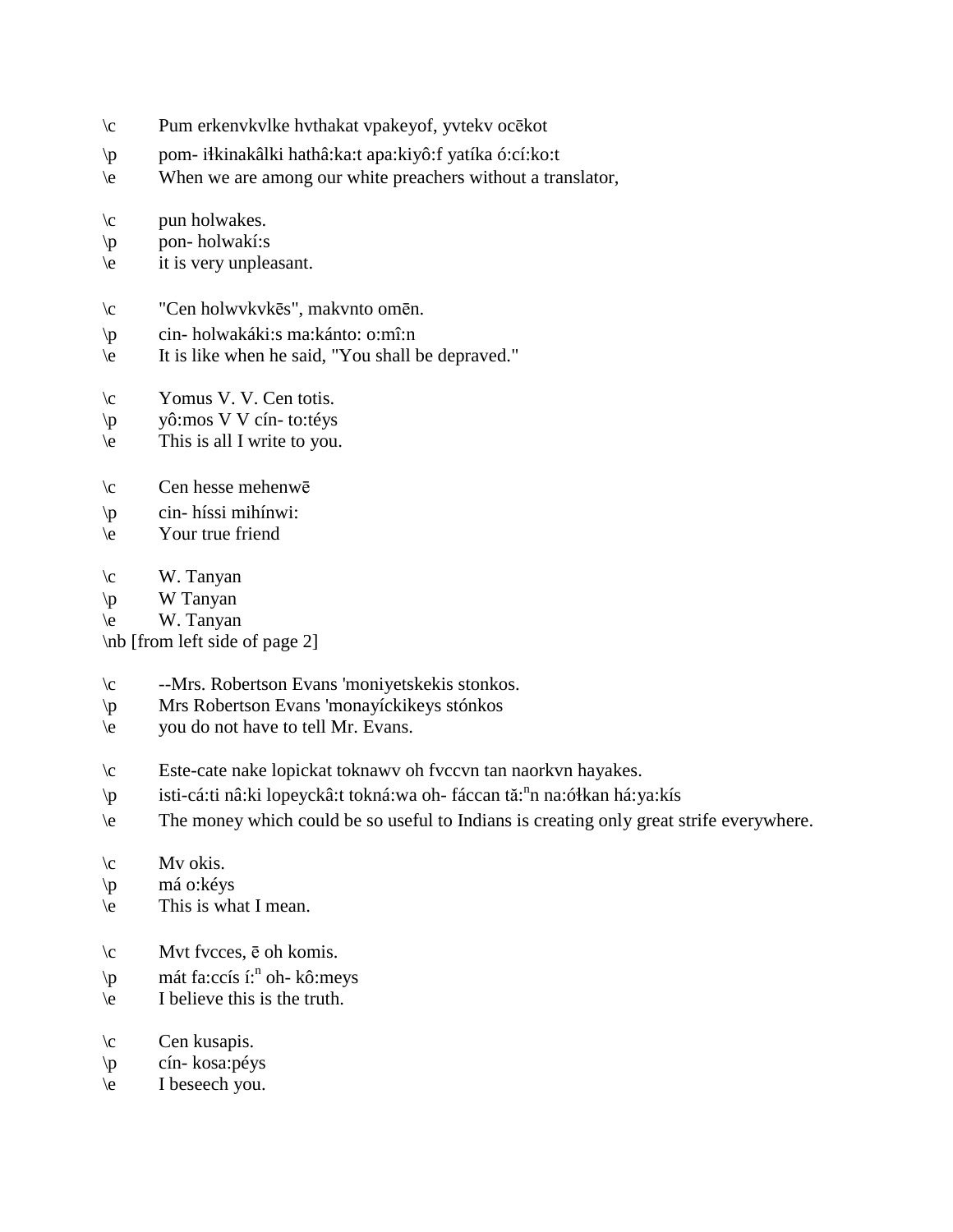\c Pum erkenvkvlke hvthakat vpakeyof, yvtekv ocēkot
\p pom- iłkinakâlki hathâ:ka:t apa:kiyô:f yatíka ó:cí:ko:t
\e When we are among our white preachers without a translator,

\c pun holwakes.
\p pon- holwakí:s
\e it is very unpleasant.

\c "Cen holwvkvkēs", makvnto omēn.
\p cin- holwakáki:s ma:kánto: o:mî:n
\e It is like when he said, "You shall be depraved."

\c Yomus V. V. Cen totis.
\p yô:mos V V cín- to:téys
\e This is all I write to you.

\c Cen hesse mehenwē
\p cin- híssi mihínwi:
\e Your true friend

\c W. Tanyan
\p W Tanyan
\e W. Tanyan
\nb [from left side of page 2]

\c --Mrs. Robertson Evans 'moniyetskekis stonkos.
\p Mrs Robertson Evans 'monayíckikeys stónkos
\e you do not have to tell Mr. Evans.

\c Este-cate nake lopickat toknawv oh fvccvn tan naorkvn hayakes.
\p isti-cá:ti nâ:ki lopeyckâ:t tokná:wa oh- fáccan tă:$^{n}$n na:óɬkan há:ya:kís
\e The money which could be so useful to Indians is creating only great strife everywhere.

\c Mv okis.
\p má o:kéys
\e This is what I mean.

\c Mvt fvcces, ē oh komis.
\p mát fa:ccís í:$^{n}$ oh- kô:meys
\e I believe this is the truth.

\c Cen kusapis.
\p cín- kosa:péys
\e I beseech you.